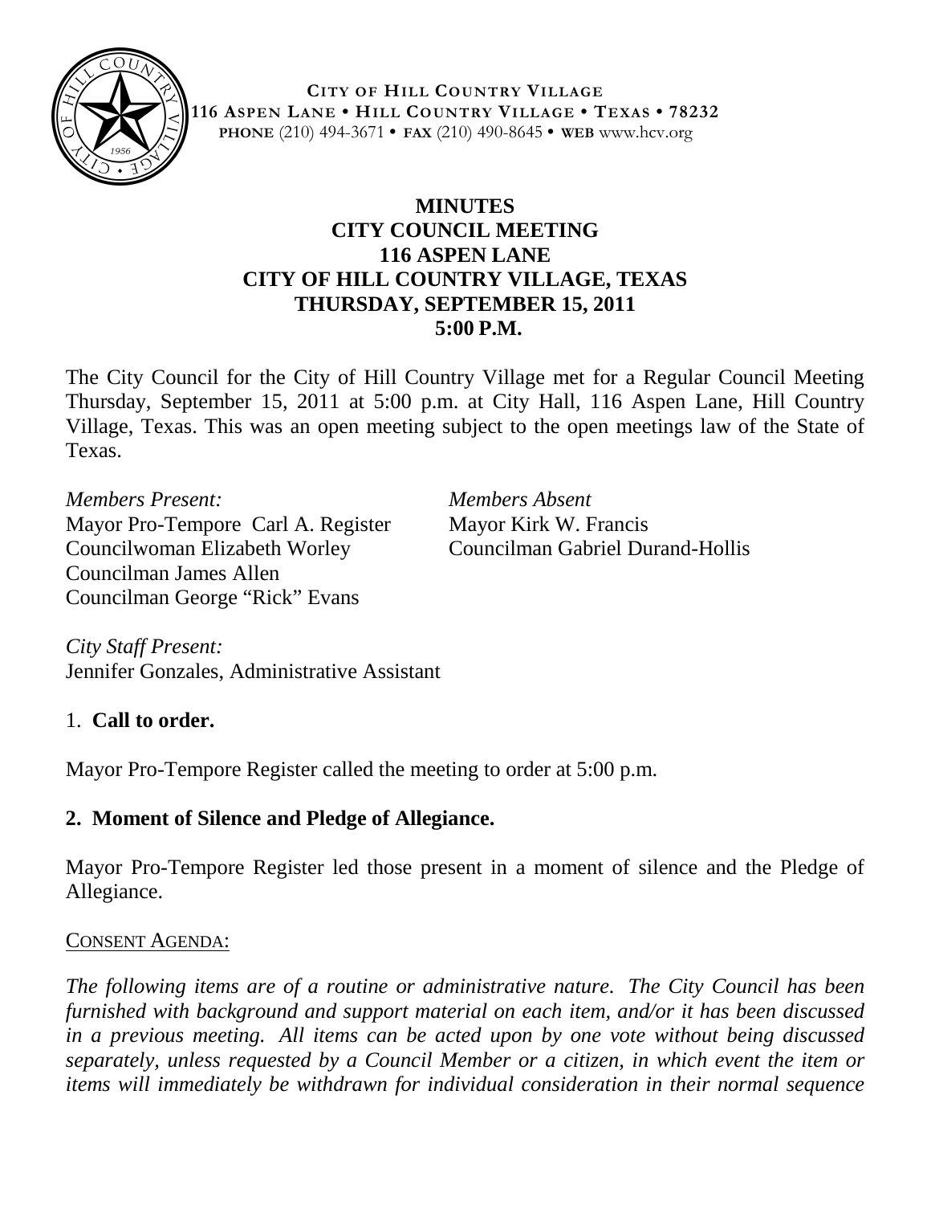**CITY OF HILL COUNTRY VILLAGE**
**116 ASPEN LANE • HILL COUNTRY VILLAGE • TEXAS • 78232**
**PHONE** (210) 494-3671 • **FAX** (210) 490-8645 • **WEB** www.hcv.org

# MINUTES
# CITY COUNCIL MEETING
# 116 ASPEN LANE
# CITY OF HILL COUNTRY VILLAGE, TEXAS
# THURSDAY, SEPTEMBER 15, 2011
# 5:00 P.M.

The City Council for the City of Hill Country Village met for a Regular Council Meeting Thursday, September 15, 2011 at 5:00 p.m. at City Hall, 116 Aspen Lane, Hill Country Village, Texas. This was an open meeting subject to the open meetings law of the State of Texas.

*Members Present:*
Mayor Pro-Tempore Carl A. Register
Councilwoman Elizabeth Worley
Councilman James Allen
Councilman George "Rick" Evans

*Members Absent*
Mayor Kirk W. Francis
Councilman Gabriel Durand-Hollis

*City Staff Present:*
Jennifer Gonzales, Administrative Assistant

1. **Call to order.**

Mayor Pro-Tempore Register called the meeting to order at 5:00 p.m.

**2. Moment of Silence and Pledge of Allegiance.**

Mayor Pro-Tempore Register led those present in a moment of silence and the Pledge of Allegiance.

CONSENT AGENDA:

*The following items are of a routine or administrative nature. The City Council has been furnished with background and support material on each item, and/or it has been discussed in a previous meeting. All items can be acted upon by one vote without being discussed separately, unless requested by a Council Member or a citizen, in which event the item or items will immediately be withdrawn for individual consideration in their normal sequence*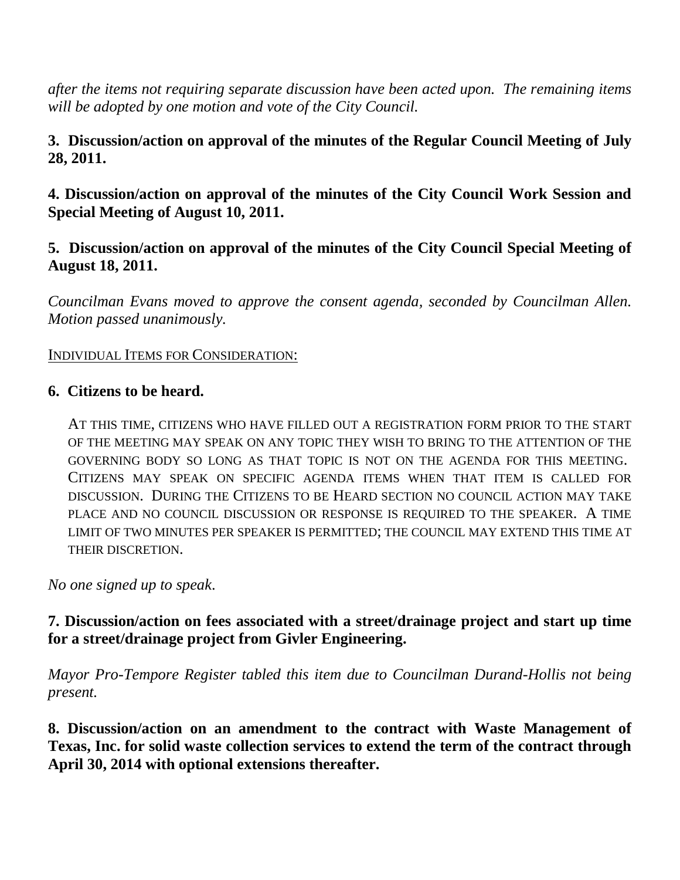*after the items not requiring separate discussion have been acted upon. The remaining items will be adopted by one motion and vote of the City Council.*

**3. Discussion/action on approval of the minutes of the Regular Council Meeting of July 28, 2011.**

**4. Discussion/action on approval of the minutes of the City Council Work Session and Special Meeting of August 10, 2011.**

**5. Discussion/action on approval of the minutes of the City Council Special Meeting of August 18, 2011.**

*Councilman Evans moved to approve the consent agenda, seconded by Councilman Allen. Motion passed unanimously.*

INDIVIDUAL ITEMS FOR CONSIDERATION:

**6. Citizens to be heard.**

AT THIS TIME, CITIZENS WHO HAVE FILLED OUT A REGISTRATION FORM PRIOR TO THE START OF THE MEETING MAY SPEAK ON ANY TOPIC THEY WISH TO BRING TO THE ATTENTION OF THE GOVERNING BODY SO LONG AS THAT TOPIC IS NOT ON THE AGENDA FOR THIS MEETING. CITIZENS MAY SPEAK ON SPECIFIC AGENDA ITEMS WHEN THAT ITEM IS CALLED FOR DISCUSSION. DURING THE CITIZENS TO BE HEARD SECTION NO COUNCIL ACTION MAY TAKE PLACE AND NO COUNCIL DISCUSSION OR RESPONSE IS REQUIRED TO THE SPEAKER. A TIME LIMIT OF TWO MINUTES PER SPEAKER IS PERMITTED; THE COUNCIL MAY EXTEND THIS TIME AT THEIR DISCRETION.

*No one signed up to speak.*

**7. Discussion/action on fees associated with a street/drainage project and start up time for a street/drainage project from Givler Engineering.**

*Mayor Pro-Tempore Register tabled this item due to Councilman Durand-Hollis not being present.*

**8. Discussion/action on an amendment to the contract with Waste Management of Texas, Inc. for solid waste collection services to extend the term of the contract through April 30, 2014 with optional extensions thereafter.**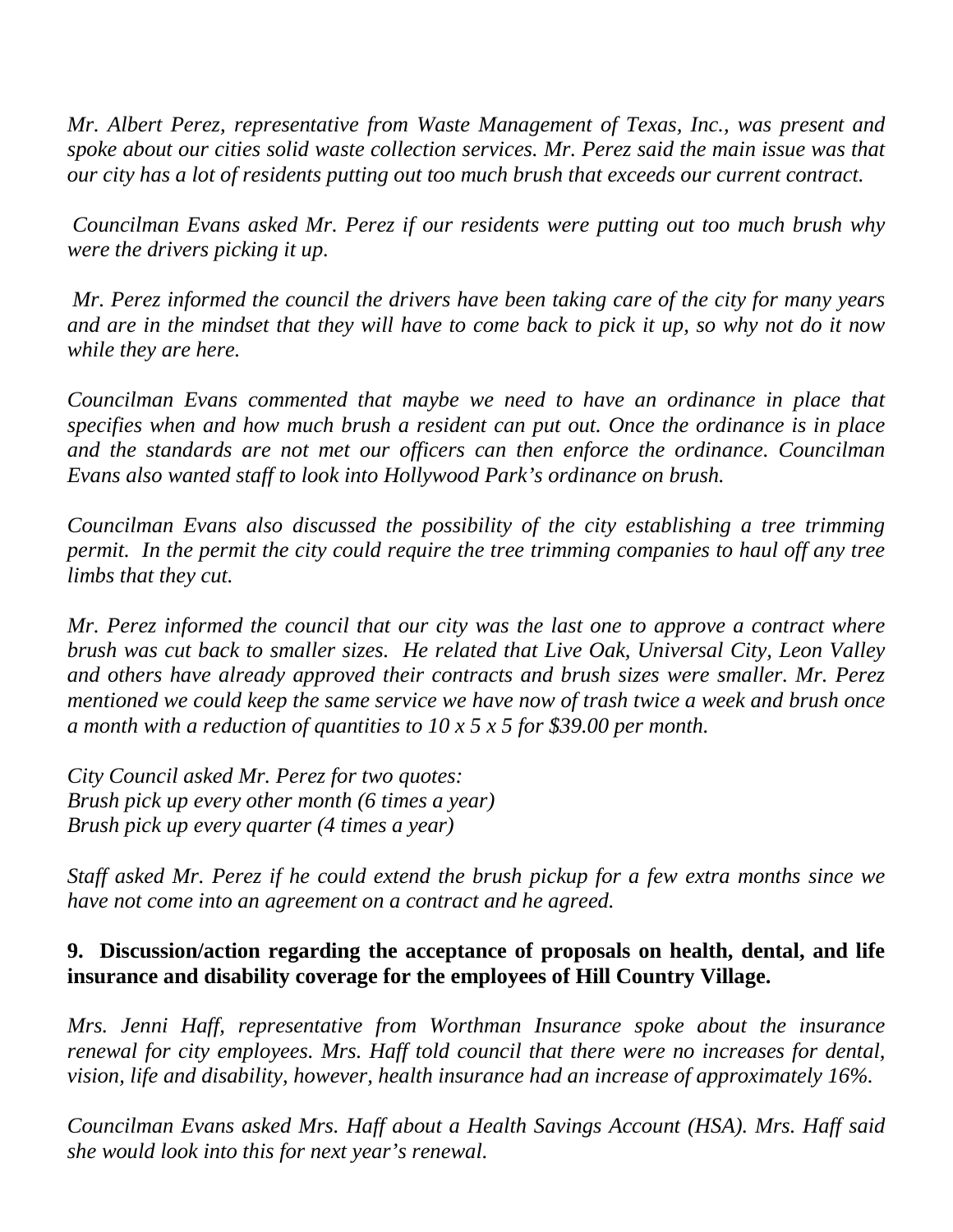*Mr. Albert Perez, representative from Waste Management of Texas, Inc., was present and spoke about our cities solid waste collection services. Mr. Perez said the main issue was that our city has a lot of residents putting out too much brush that exceeds our current contract.*

*Councilman Evans asked Mr. Perez if our residents were putting out too much brush why were the drivers picking it up.*

*Mr. Perez informed the council the drivers have been taking care of the city for many years and are in the mindset that they will have to come back to pick it up, so why not do it now while they are here.*

*Councilman Evans commented that maybe we need to have an ordinance in place that specifies when and how much brush a resident can put out. Once the ordinance is in place and the standards are not met our officers can then enforce the ordinance. Councilman Evans also wanted staff to look into Hollywood Park's ordinance on brush.*

*Councilman Evans also discussed the possibility of the city establishing a tree trimming permit. In the permit the city could require the tree trimming companies to haul off any tree limbs that they cut.*

*Mr. Perez informed the council that our city was the last one to approve a contract where brush was cut back to smaller sizes. He related that Live Oak, Universal City, Leon Valley and others have already approved their contracts and brush sizes were smaller. Mr. Perez mentioned we could keep the same service we have now of trash twice a week and brush once a month with a reduction of quantities to 10 x 5 x 5 for $39.00 per month.*

*City Council asked Mr. Perez for two quotes:*
*Brush pick up every other month (6 times a year)*
*Brush pick up every quarter (4 times a year)*

*Staff asked Mr. Perez if he could extend the brush pickup for a few extra months since we have not come into an agreement on a contract and he agreed.*

**9. Discussion/action regarding the acceptance of proposals on health, dental, and life insurance and disability coverage for the employees of Hill Country Village.**

*Mrs. Jenni Haff, representative from Worthman Insurance spoke about the insurance renewal for city employees. Mrs. Haff told council that there were no increases for dental, vision, life and disability, however, health insurance had an increase of approximately 16%.*

*Councilman Evans asked Mrs. Haff about a Health Savings Account (HSA). Mrs. Haff said she would look into this for next year's renewal.*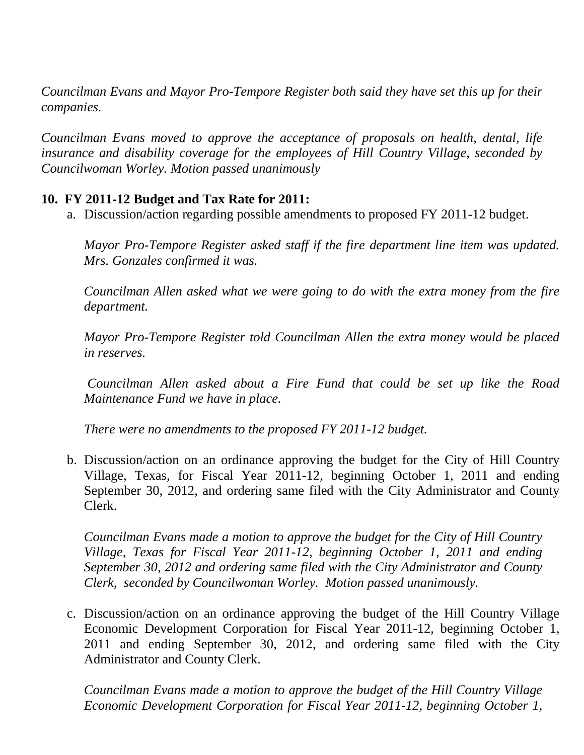*Councilman Evans and Mayor Pro-Tempore Register both said they have set this up for their companies.*

*Councilman Evans moved to approve the acceptance of proposals on health, dental, life insurance and disability coverage for the employees of Hill Country Village, seconded by Councilwoman Worley. Motion passed unanimously*

**10. FY 2011-12 Budget and Tax Rate for 2011:**

a. Discussion/action regarding possible amendments to proposed FY 2011-12 budget.

   *Mayor Pro-Tempore Register asked staff if the fire department line item was updated. Mrs. Gonzales confirmed it was.*

   *Councilman Allen asked what we were going to do with the extra money from the fire department.*

   *Mayor Pro-Tempore Register told Councilman Allen the extra money would be placed in reserves.*

   *Councilman Allen asked about a Fire Fund that could be set up like the Road Maintenance Fund we have in place.*

   *There were no amendments to the proposed FY 2011-12 budget.*

b. Discussion/action on an ordinance approving the budget for the City of Hill Country Village, Texas, for Fiscal Year 2011-12, beginning October 1, 2011 and ending September 30, 2012, and ordering same filed with the City Administrator and County Clerk.

   *Councilman Evans made a motion to approve the budget for the City of Hill Country Village, Texas for Fiscal Year 2011-12, beginning October 1, 2011 and ending September 30, 2012 and ordering same filed with the City Administrator and County Clerk, seconded by Councilwoman Worley. Motion passed unanimously.*

c. Discussion/action on an ordinance approving the budget of the Hill Country Village Economic Development Corporation for Fiscal Year 2011-12, beginning October 1, 2011 and ending September 30, 2012, and ordering same filed with the City Administrator and County Clerk.

   *Councilman Evans made a motion to approve the budget of the Hill Country Village Economic Development Corporation for Fiscal Year 2011-12, beginning October 1,*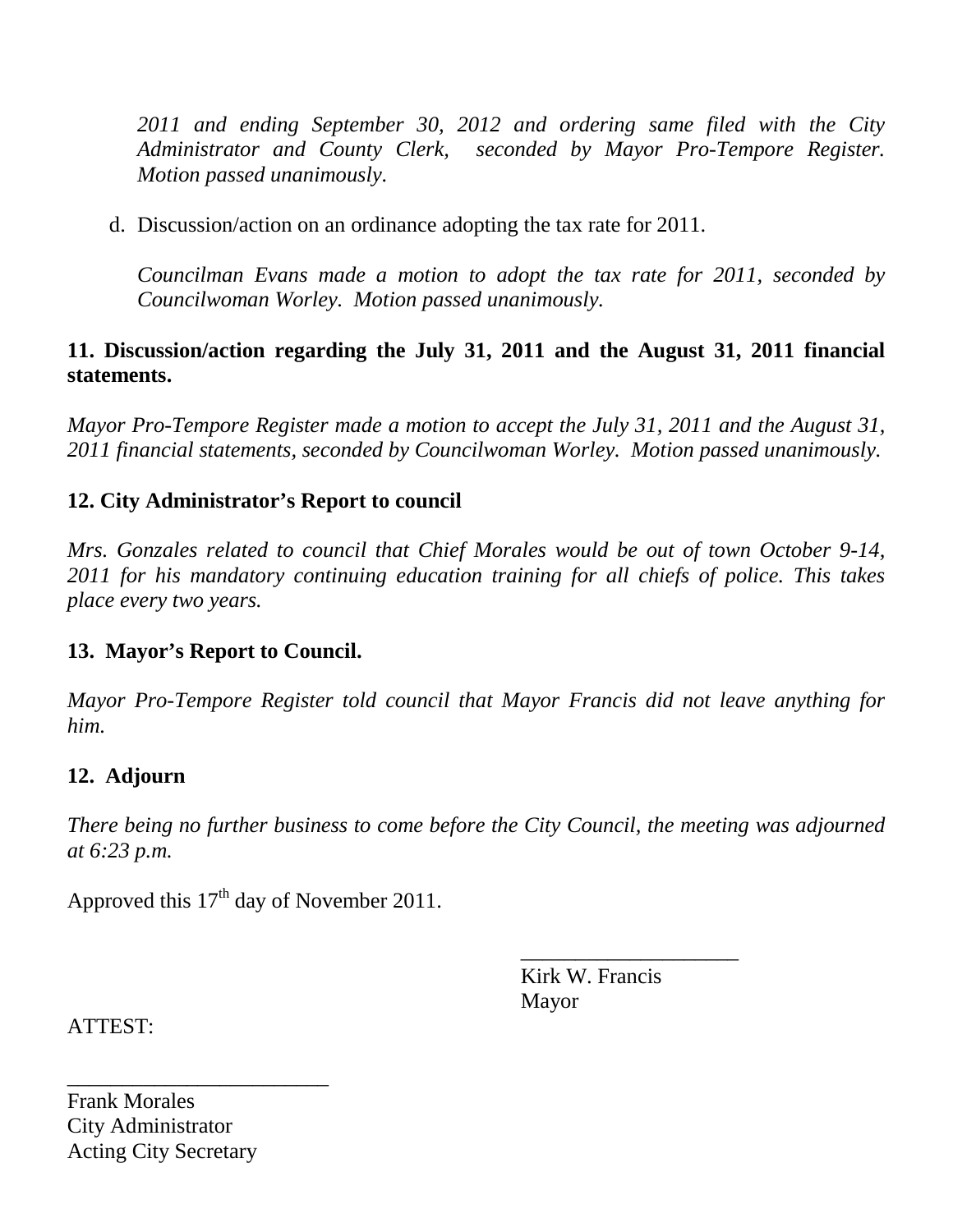*2011 and ending September 30, 2012 and ordering same filed with the City Administrator and County Clerk, seconded by Mayor Pro-Tempore Register. Motion passed unanimously.*

d. Discussion/action on an ordinance adopting the tax rate for 2011.

*Councilman Evans made a motion to adopt the tax rate for 2011, seconded by Councilwoman Worley. Motion passed unanimously.*

**11. Discussion/action regarding the July 31, 2011 and the August 31, 2011 financial statements.**

*Mayor Pro-Tempore Register made a motion to accept the July 31, 2011 and the August 31, 2011 financial statements, seconded by Councilwoman Worley. Motion passed unanimously.*

**12. City Administrator's Report to council**

*Mrs. Gonzales related to council that Chief Morales would be out of town October 9-14, 2011 for his mandatory continuing education training for all chiefs of police. This takes place every two years.*

**13. Mayor's Report to Council.**

*Mayor Pro-Tempore Register told council that Mayor Francis did not leave anything for him.*

**12. Adjourn**

*There being no further business to come before the City Council, the meeting was adjourned at 6:23 p.m.*

Approved this 17th day of November 2011.

____________________
Kirk W. Francis
Mayor

ATTEST:

________________________
Frank Morales
City Administrator
Acting City Secretary